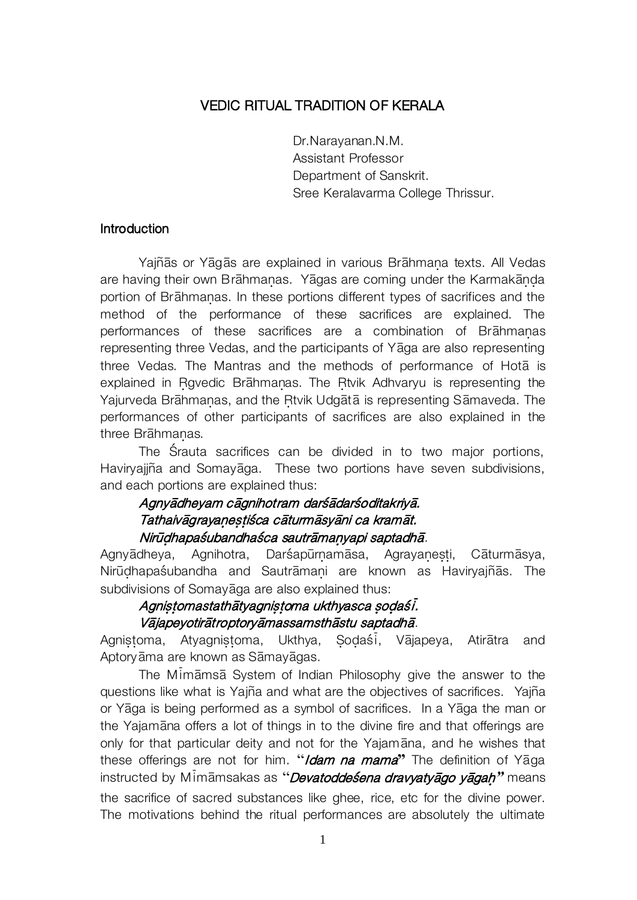# VEDIC RITUAL TRADITION OF KERALA

Dr.Narayanan.N.M.
Assistant Professor
Department of Sanskrit.
Sree Keralavarma College Thrissur.

## Introduction

Yajñās or Yāgās are explained in various Brāhmaṇa texts. All Vedas are having their own Brāhmaṇas. Yāgas are coming under the Karmakāṇḍa portion of Brāhmaṇas. In these portions different types of sacrifices and the method of the performance of these sacrifices are explained. The performances of these sacrifices are a combination of Brāhmaṇas representing three Vedas, and the participants of Yāga are also representing three Vedas. The Mantras and the methods of performance of Hotā is explained in Ṛgvedic Brāhmaṇas. The Ṛtvik Adhvaryu is representing the Yajurveda Brāhmaṇas, and the Ṛtvik Udgātā is representing Sāmaveda. The performances of other participants of sacrifices are also explained in the three Brāhmaṇas.

The Śrauta sacrifices can be divided in to two major portions, Haviryajjña and Somayāga. These two portions have seven subdivisions, and each portions are explained thus:

*Agnyādheyam cāgnihotram darśādarśoditakriyā.*
*Tathaivāgrayaṇeṣṭiśca cāturmāsyāni ca kramāt.*
*Nirūḍhapaśubandhaśca sautrāmaṇyapi saptadhā.*

Agnyādheya, Agnihotra, Darśapūrṇamāsa, Agrayaṇeṣṭi, Cāturmāsya, Nirūḍhapaśubandha and Sautrāmaṇi are known as Haviryajñās. The subdivisions of Somayāga are also explained thus:

*Agniṣṭomastathātyagniṣṭoma ukthyasca ṣoḍaśī.*
*Vājapeyotirātroptoryāmassamsthāstu saptadhā.*

Agniṣṭoma, Atyagniṣṭoma, Ukthya, Ṣoḍaśī, Vājapeya, Atirātra and Aptoryāma are known as Sāmayāgas.

The Mīmāmsā System of Indian Philosophy give the answer to the questions like what is Yajña and what are the objectives of sacrifices. Yajña or Yāga is being performed as a symbol of sacrifices. In a Yāga the man or the Yajamāna offers a lot of things in to the divine fire and that offerings are only for that particular deity and not for the Yajamāna, and he wishes that these offerings are not for him. "***Idam na mama***" The definition of Yāga instructed by Mīmāmsakas as "***Devatoddeśena dravyatyāgo yāgaḥ***" means the sacrifice of sacred substances like ghee, rice, etc for the divine power. The motivations behind the ritual performances are absolutely the ultimate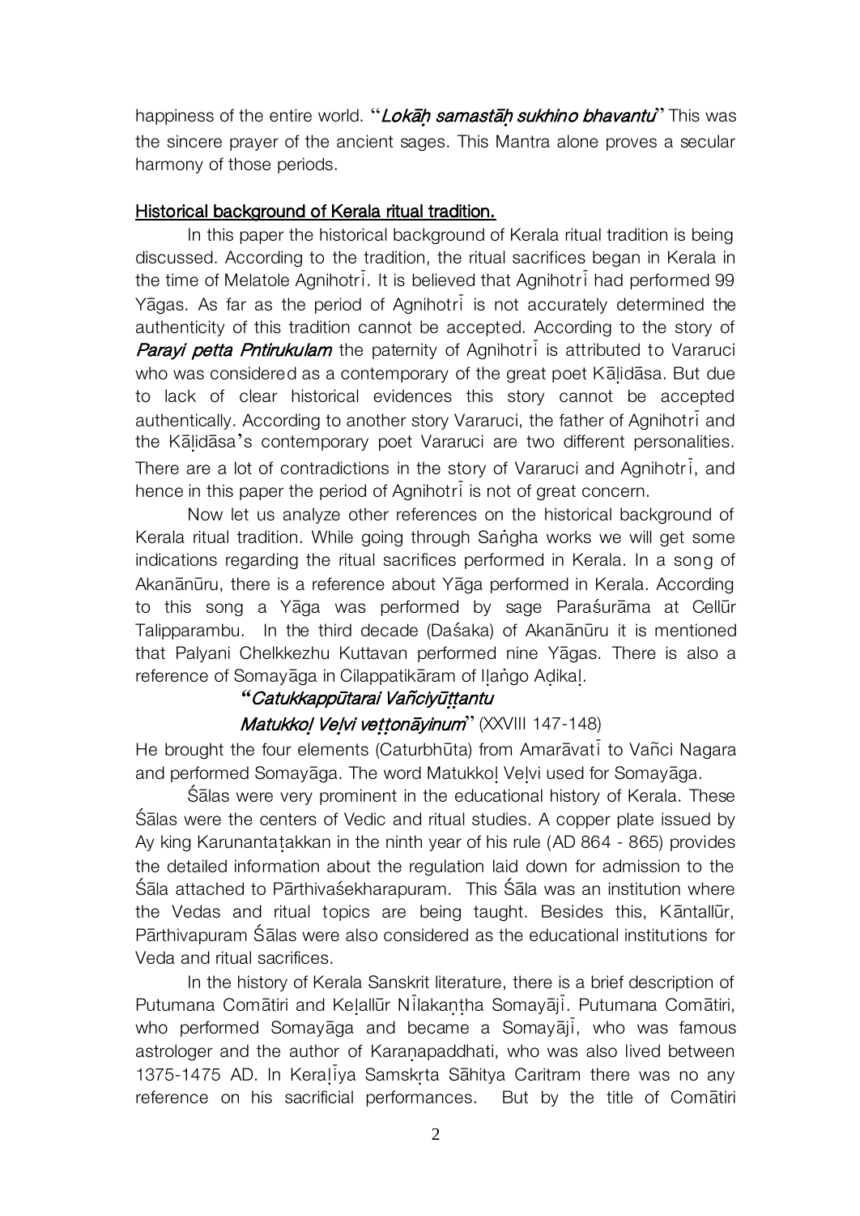happiness of the entire world. "*Lokāḥ samastāḥ sukhino bhavantu*" This was the sincere prayer of the ancient sages. This Mantra alone proves a secular harmony of those periods.

## Historical background of Kerala ritual tradition.

In this paper the historical background of Kerala ritual tradition is being discussed. According to the tradition, the ritual sacrifices began in Kerala in the time of Melatole Agnihotrī. It is believed that Agnihotrī had performed 99 Yāgas. As far as the period of Agnihotrī is not accurately determined the authenticity of this tradition cannot be accepted. According to the story of ***Parayi petta Pntirukulam*** the paternity of Agnihotrī is attributed to Vararuci who was considered as a contemporary of the great poet Kāḷidāsa. But due to lack of clear historical evidences this story cannot be accepted authentically. According to another story Vararuci, the father of Agnihotrī and the Kāḷidāsa's contemporary poet Vararuci are two different personalities. There are a lot of contradictions in the story of Vararuci and Agnihotrī, and hence in this paper the period of Agnihotrī is not of great concern.

Now let us analyze other references on the historical background of Kerala ritual tradition. While going through Saṅgha works we will get some indications regarding the ritual sacrifices performed in Kerala. In a song of Akanānūru, there is a reference about Yāga performed in Kerala. According to this song a Yāga was performed by sage Paraśurāma at Cellūr Talipparambu. In the third decade (Daśaka) of Akanānūru it is mentioned that Palyani Chelkkezhu Kuttavan performed nine Yāgas. There is also a reference of Somayāga in Cilappatikāram of Iḷaṅgo Aḍikaḷ.

**"*Catukkappūtarai Vañciyūṭṭantu***

***Matukkoḷ Veḷvi veṭṭonāyinum*"** (XXVIII 147-148)

He brought the four elements (Caturbhūta) from Amarāvatī to Vañci Nagara and performed Somayāga. The word Matukkoḷ Veḷvi used for Somayāga.

Śālas were very prominent in the educational history of Kerala. These Śālas were the centers of Vedic and ritual studies. A copper plate issued by Ay king Karunantaṭakkan in the ninth year of his rule (AD 864 - 865) provides the detailed information about the regulation laid down for admission to the Śāla attached to Pārthivaśekharapuram. This Śāla was an institution where the Vedas and ritual topics are being taught. Besides this, Kāntallūr, Pārthivapuram Śālas were also considered as the educational institutions for Veda and ritual sacrifices.

In the history of Kerala Sanskrit literature, there is a brief description of Putumana Comātiri and Keḷallūr Nīlakaṇṭha Somayājī. Putumana Comātiri, who performed Somayāga and became a Somayājī, who was famous astrologer and the author of Karaṇapaddhati, who was also lived between 1375-1475 AD. In Keraḷīya Samskṛta Sāhitya Caritram there was no any reference on his sacrificial performances. But by the title of Comātiri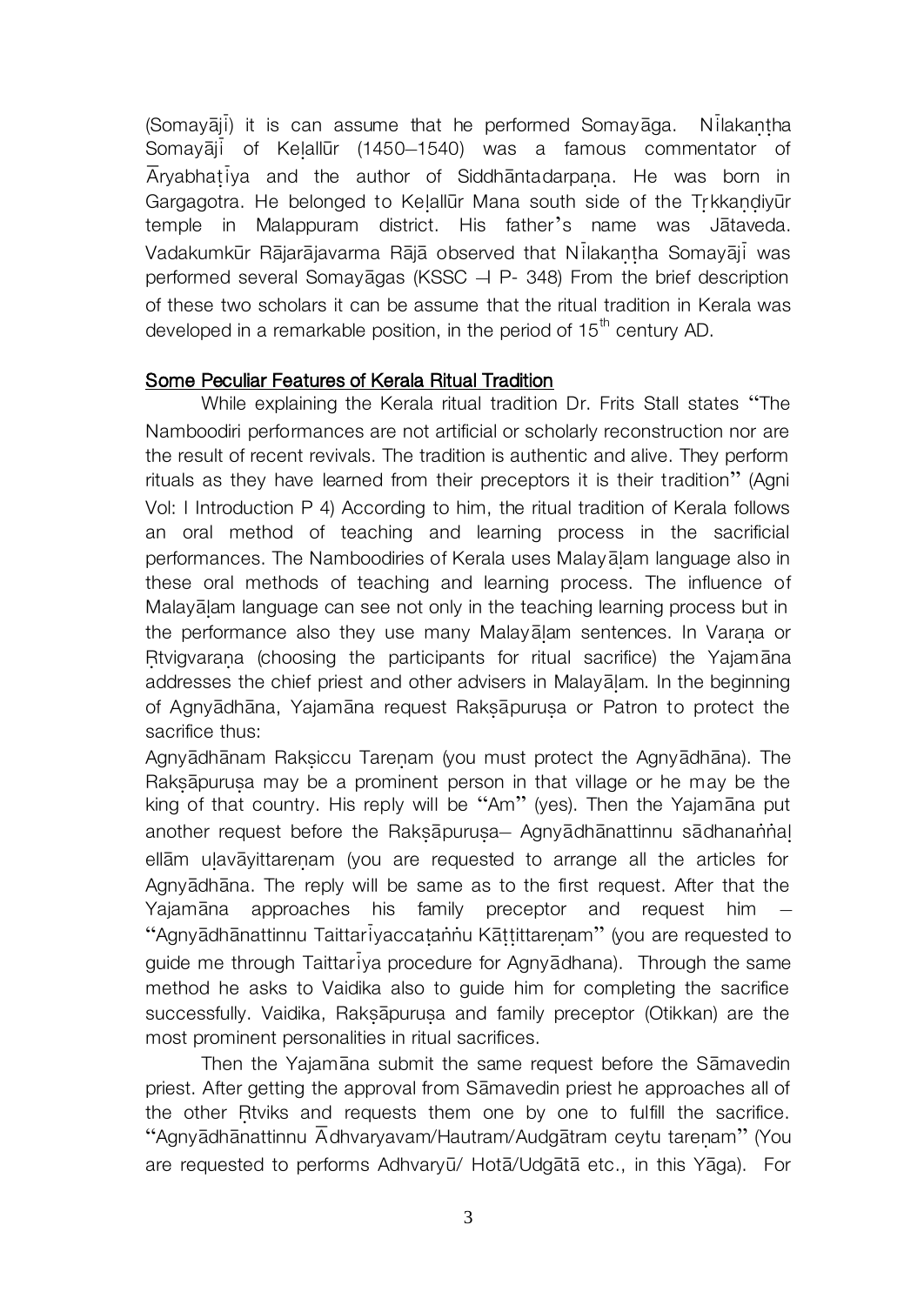(Somayājī) it is can assume that he performed Somayāga. Nīlakaṇṭha Somayājī of Keḷallūr (1450–1540) was a famous commentator of Āryabhaṭīya and the author of Siddhāntadarpaṇa. He was born in Gargagotra. He belonged to Keḷallūr Mana south side of the Tṛkkaṇḍiyūr temple in Malappuram district. His father's name was Jātaveda. Vadakumkūr Rājarājavarma Rājā observed that Nīlakaṇṭha Somayājī was performed several Somayāgas (KSSC –I P- 348) From the brief description of these two scholars it can be assume that the ritual tradition in Kerala was developed in a remarkable position, in the period of 15[th] century AD.

## Some Peculiar Features of Kerala Ritual Tradition

While explaining the Kerala ritual tradition Dr. Frits Stall states "The Namboodiri performances are not artificial or scholarly reconstruction nor are the result of recent revivals. The tradition is authentic and alive. They perform rituals as they have learned from their preceptors it is their tradition" (Agni Vol: I Introduction P 4) According to him, the ritual tradition of Kerala follows an oral method of teaching and learning process in the sacrificial performances. The Namboodiries of Kerala uses Malayāḷam language also in these oral methods of teaching and learning process. The influence of Malayāḷam language can see not only in the teaching learning process but in the performance also they use many Malayāḷam sentences. In Varaṇa or Ṛtvigvaraṇa (choosing the participants for ritual sacrifice) the Yajamāna addresses the chief priest and other advisers in Malayāḷam. In the beginning of Agnyādhāna, Yajamāna request Rakṣāpuruṣa or Patron to protect the sacrifice thus:

Agnyādhānam Rakṣiccu Tareṇam (you must protect the Agnyādhāna). The Rakṣāpuruṣa may be a prominent person in that village or he may be the king of that country. His reply will be "Am" (yes). Then the Yajamāna put another request before the Rakṣāpuruṣa– Agnyādhānattinnu sādhanaṅṅaḷ ellām uḷavāyittareṇam (you are requested to arrange all the articles for Agnyādhāna. The reply will be same as to the first request. After that the Yajamāna approaches his family preceptor and request him – "Agnyādhānattinnu Taittarīyaccaṭaṅṅu Kāṭṭittareṇam" (you are requested to guide me through Taittarīya procedure for Agnyādhana). Through the same method he asks to Vaidika also to guide him for completing the sacrifice successfully. Vaidika, Rakṣāpuruṣa and family preceptor (Otikkan) are the most prominent personalities in ritual sacrifices.

Then the Yajamāna submit the same request before the Sāmavedin priest. After getting the approval from Sāmavedin priest he approaches all of the other Ṛtviks and requests them one by one to fulfill the sacrifice. "Agnyādhānattinnu Ādhvaryavam/Hautram/Audgātram ceytu tareṇam" (You are requested to performs Adhvaryū/ Hotā/Udgātā etc., in this Yāga). For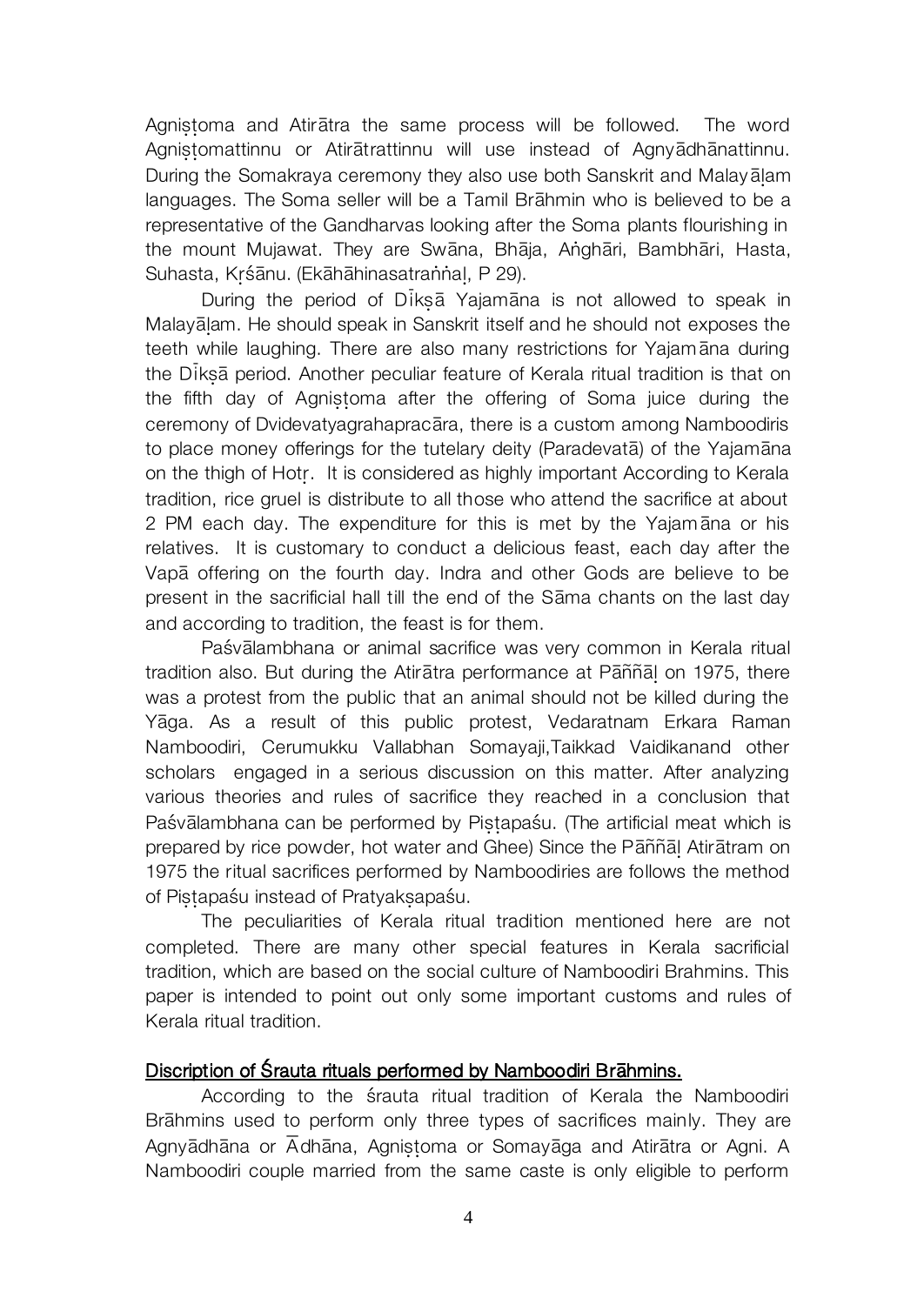Agniṣṭoma and Atirātra the same process will be followed. The word Agniṣṭomattinnu or Atirātrattinnu will use instead of Agnyādhānattinnu. During the Somakraya ceremony they also use both Sanskrit and Malayāḷam languages. The Soma seller will be a Tamil Brāhmin who is believed to be a representative of the Gandharvas looking after the Soma plants flourishing in the mount Mujawat. They are Swāna, Bhāja, Aṅghāri, Bambhāri, Hasta, Suhasta, Kṛśānu. (Ekāhāhinasatraṅṅaḷ, P 29).

During the period of Dīkṣā Yajamāna is not allowed to speak in Malayāḷam. He should speak in Sanskrit itself and he should not exposes the teeth while laughing. There are also many restrictions for Yajamāna during the Dīkṣā period. Another peculiar feature of Kerala ritual tradition is that on the fifth day of Agniṣṭoma after the offering of Soma juice during the ceremony of Dvidevatyagrahapracāra, there is a custom among Namboodiris to place money offerings for the tutelary deity (Paradevatā) of the Yajamāna on the thigh of Hotṛ. It is considered as highly important According to Kerala tradition, rice gruel is distribute to all those who attend the sacrifice at about 2 PM each day. The expenditure for this is met by the Yajamāna or his relatives. It is customary to conduct a delicious feast, each day after the Vapā offering on the fourth day. Indra and other Gods are believe to be present in the sacrificial hall till the end of the Sāma chants on the last day and according to tradition, the feast is for them.

Paśvālambhana or animal sacrifice was very common in Kerala ritual tradition also. But during the Atirātra performance at Pāññāḷ on 1975, there was a protest from the public that an animal should not be killed during the Yāga. As a result of this public protest, Vedaratnam Erkara Raman Namboodiri, Cerumukku Vallabhan Somayaji,Taikkad Vaidikanand other scholars engaged in a serious discussion on this matter. After analyzing various theories and rules of sacrifice they reached in a conclusion that Paśvālambhana can be performed by Piṣṭapaśu. (The artificial meat which is prepared by rice powder, hot water and Ghee) Since the Pāññāḷ Atirātram on 1975 the ritual sacrifices performed by Namboodiries are follows the method of Piṣṭapaśu instead of Pratyakṣapaśu.

The peculiarities of Kerala ritual tradition mentioned here are not completed. There are many other special features in Kerala sacrificial tradition, which are based on the social culture of Namboodiri Brahmins. This paper is intended to point out only some important customs and rules of Kerala ritual tradition.

## Discription of Śrauta rituals performed by Namboodiri Brāhmins.

According to the śrauta ritual tradition of Kerala the Namboodiri Brāhmins used to perform only three types of sacrifices mainly. They are Agnyādhāna or Ādhāna, Agniṣṭoma or Somayāga and Atirātra or Agni. A Namboodiri couple married from the same caste is only eligible to perform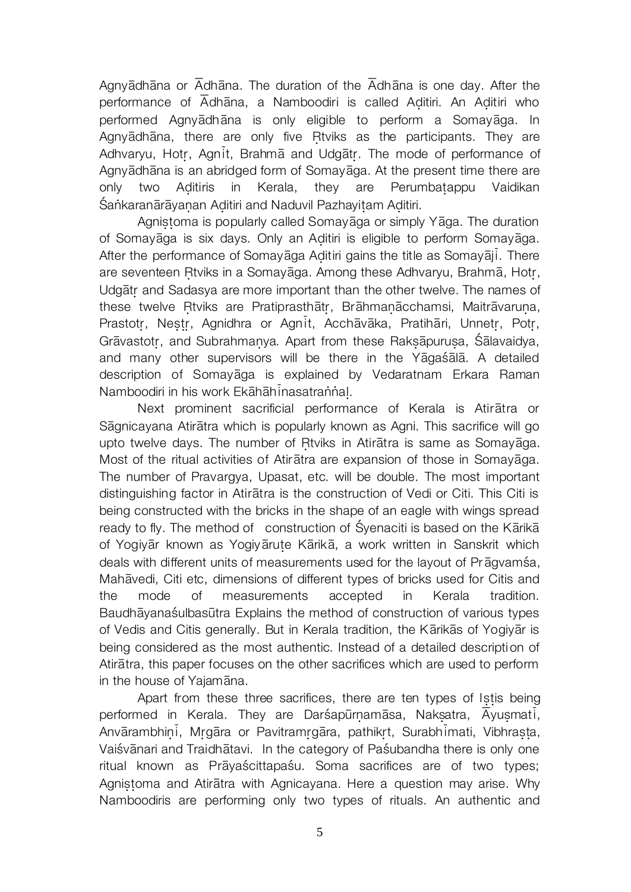Agnyādhāna or Ādhāna. The duration of the Ādhāna is one day. After the performance of Ādhāna, a Namboodiri is called Aḍitiri. An Aḍitiri who performed Agnyādhāna is only eligible to perform a Somayāga. In Agnyādhāna, there are only five Ṛtviks as the participants. They are Adhvaryu, Hotṛ, Agnīt, Brahmā and Udgātṛ. The mode of performance of Agnyādhāna is an abridged form of Somayāga. At the present time there are only two Aḍitiris in Kerala, they are Perumbaṭappu Vaidikan Śaṅkaranārāyaṇan Aḍitiri and Naduvil Pazhayiṭam Aḍitiri.

Agniṣṭoma is popularly called Somayāga or simply Yāga. The duration of Somayāga is six days. Only an Aḍitiri is eligible to perform Somayāga. After the performance of Somayāga Aḍitiri gains the title as Somayājī. There are seventeen Ṛtviks in a Somayāga. Among these Adhvaryu, Brahmā, Hotṛ, Udgātṛ and Sadasya are more important than the other twelve. The names of these twelve Ṛtviks are Pratiprasthātṛ, Brāhmaṇācchamsi, Maitrāvaruṇa, Prastotṛ, Neṣṭṛ, Agnidhra or Agnīt, Acchāvāka, Pratihāri, Unnetṛ, Potṛ, Grāvastotṛ, and Subrahmaṇya. Apart from these Rakṣāpuruṣa, Śālavaidya, and many other supervisors will be there in the Yāgaśālā. A detailed description of Somayāga is explained by Vedaratnam Erkara Raman Namboodiri in his work Ekāhāhīnasatraṅṅaḷ.

Next prominent sacrificial performance of Kerala is Atirātra or Sāgnicayana Atirātra which is popularly known as Agni. This sacrifice will go upto twelve days. The number of Ṛtviks in Atirātra is same as Somayāga. Most of the ritual activities of Atirātra are expansion of those in Somayāga. The number of Pravargya, Upasat, etc. will be double. The most important distinguishing factor in Atirātra is the construction of Vedi or Citi. This Citi is being constructed with the bricks in the shape of an eagle with wings spread ready to fly. The method of construction of Śyenaciti is based on the Kārikā of Yogiyār known as Yogiyāruṭe Kārikā, a work written in Sanskrit which deals with different units of measurements used for the layout of Prāgvamśa, Mahāvedi, Citi etc, dimensions of different types of bricks used for Citis and the mode of measurements accepted in Kerala tradition. Baudhāyanaśulbasūtra Explains the method of construction of various types of Vedis and Citis generally. But in Kerala tradition, the Kārikās of Yogiyār is being considered as the most authentic. Instead of a detailed description of Atirātra, this paper focuses on the other sacrifices which are used to perform in the house of Yajamāna.

Apart from these three sacrifices, there are ten types of Iṣṭis being performed in Kerala. They are Darśapūrṇamāsa, Nakṣatra, Āyuṣmatī, Anvārambhiṇī, Mṛgāra or Pavitramṛgāra, pathikṛt, Surabhīmati, Vibhraṣṭa, Vaiśvānari and Traidhātavi. In the category of Paśubandha there is only one ritual known as Prāyaścittapaśu. Soma sacrifices are of two types; Agniṣṭoma and Atirātra with Agnicayana. Here a question may arise. Why Namboodiris are performing only two types of rituals. An authentic and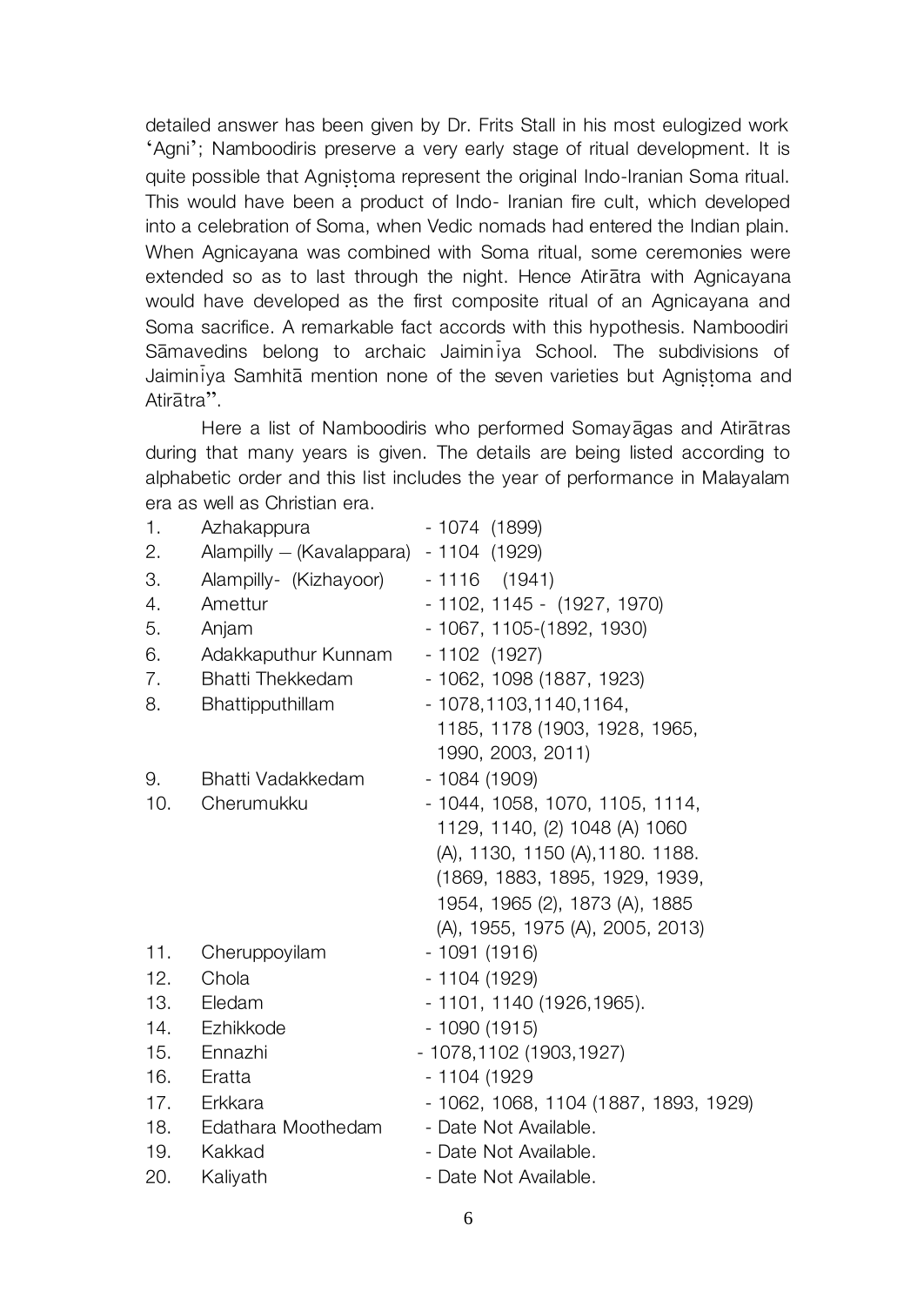detailed answer has been given by Dr. Frits Stall in his most eulogized work 'Agni'; Namboodiris preserve a very early stage of ritual development. It is quite possible that Agniṣṭoma represent the original Indo-Iranian Soma ritual. This would have been a product of Indo- Iranian fire cult, which developed into a celebration of Soma, when Vedic nomads had entered the Indian plain. When Agnicayana was combined with Soma ritual, some ceremonies were extended so as to last through the night. Hence Atirātra with Agnicayana would have developed as the first composite ritual of an Agnicayana and Soma sacrifice. A remarkable fact accords with this hypothesis. Namboodiri Sāmavedins belong to archaic Jaiminīya School. The subdivisions of Jaiminīya Samhitā mention none of the seven varieties but Agniṣṭoma and Atirātra".

Here a list of Namboodiris who performed Somayāgas and Atirātras during that many years is given. The details are being listed according to alphabetic order and this list includes the year of performance in Malayalam era as well as Christian era.

| | | |
|---|---|---|
| 1. | Azhakappura | - 1074 (1899) |
| 2. | Alampilly – (Kavalappara) | - 1104 (1929) |
| 3. | Alampilly- (Kizhayoor) | - 1116 (1941) |
| 4. | Amettur | - 1102, 1145 - (1927, 1970) |
| 5. | Anjam | - 1067, 1105-(1892, 1930) |
| 6. | Adakkaputhur Kunnam | - 1102 (1927) |
| 7. | Bhatti Thekkedam | - 1062, 1098 (1887, 1923) |
| 8. | Bhattipputhillam | - 1078,1103,1140,1164, 1185, 1178 (1903, 1928, 1965, 1990, 2003, 2011) |
| 9. | Bhatti Vadakkedam | - 1084 (1909) |
| 10. | Cherumukku | - 1044, 1058, 1070, 1105, 1114, 1129, 1140, (2) 1048 (A) 1060 (A), 1130, 1150 (A),1180. 1188. (1869, 1883, 1895, 1929, 1939, 1954, 1965 (2), 1873 (A), 1885 (A), 1955, 1975 (A), 2005, 2013) |
| 11. | Cheruppoyilam | - 1091 (1916) |
| 12. | Chola | - 1104 (1929) |
| 13. | Eledam | - 1101, 1140 (1926,1965). |
| 14. | Ezhikkode | - 1090 (1915) |
| 15. | Ennazhi | - 1078,1102 (1903,1927) |
| 16. | Eratta | - 1104 (1929 |
| 17. | Erkkara | - 1062, 1068, 1104 (1887, 1893, 1929) |
| 18. | Edathara Moothedam | - Date Not Available. |
| 19. | Kakkad | - Date Not Available. |
| 20. | Kaliyath | - Date Not Available. |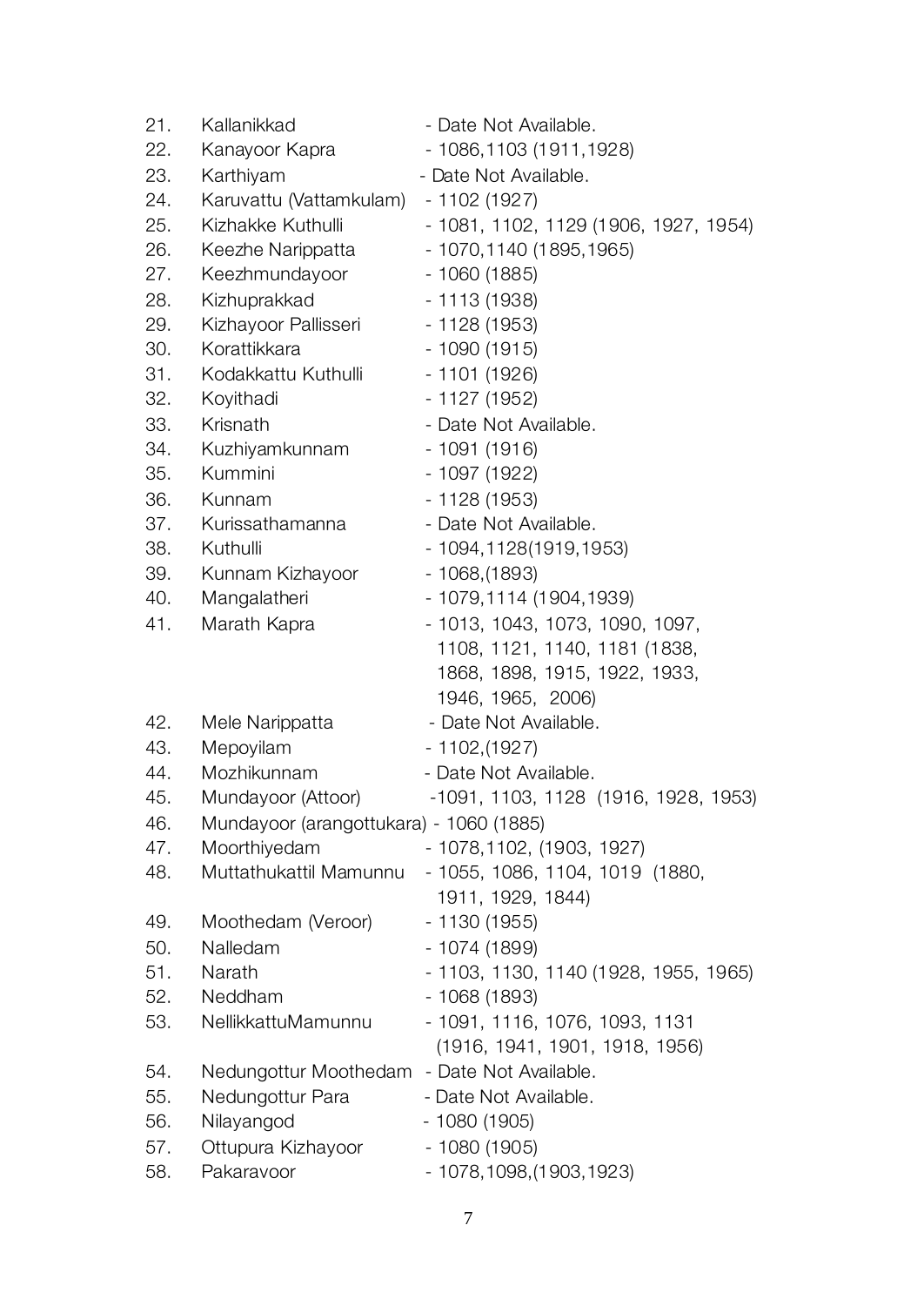21. Kallanikkad - Date Not Available.
22. Kanayoor Kapra - 1086,1103 (1911,1928)
23. Karthiyam - Date Not Available.
24. Karuvattu (Vattamkulam) - 1102 (1927)
25. Kizhakke Kuthulli - 1081, 1102, 1129 (1906, 1927, 1954)
26. Keezhe Narippatta - 1070,1140 (1895,1965)
27. Keezhmundayoor - 1060 (1885)
28. Kizhuprakkad - 1113 (1938)
29. Kizhayoor Pallisseri - 1128 (1953)
30. Korattikkara - 1090 (1915)
31. Kodakkattu Kuthulli - 1101 (1926)
32. Koyithadi - 1127 (1952)
33. Krisnath - Date Not Available.
34. Kuzhiyamkunnam - 1091 (1916)
35. Kummini - 1097 (1922)
36. Kunnam - 1128 (1953)
37. Kurissathamanna - Date Not Available.
38. Kuthulli - 1094,1128(1919,1953)
39. Kunnam Kizhayoor - 1068,(1893)
40. Mangalatheri - 1079,1114 (1904,1939)
41. Marath Kapra - 1013, 1043, 1073, 1090, 1097, 1108, 1121, 1140, 1181 (1838, 1868, 1898, 1915, 1922, 1933, 1946, 1965, 2006)
42. Mele Narippatta - Date Not Available.
43. Mepoyilam - 1102,(1927)
44. Mozhikunnam - Date Not Available.
45. Mundayoor (Attoor) -1091, 1103, 1128 (1916, 1928, 1953)
46. Mundayoor (arangottukara) - 1060 (1885)
47. Moorthiyedam - 1078,1102, (1903, 1927)
48. Muttathukattil Mamunnu - 1055, 1086, 1104, 1019 (1880, 1911, 1929, 1844)
49. Moothedam (Veroor) - 1130 (1955)
50. Nalledam - 1074 (1899)
51. Narath - 1103, 1130, 1140 (1928, 1955, 1965)
52. Neddham - 1068 (1893)
53. NellikkattuMamunnu - 1091, 1116, 1076, 1093, 1131 (1916, 1941, 1901, 1918, 1956)
54. Nedungottur Moothedam - Date Not Available.
55. Nedungottur Para - Date Not Available.
56. Nilayangod - 1080 (1905)
57. Ottupura Kizhayoor - 1080 (1905)
58. Pakaravoor - 1078,1098,(1903,1923)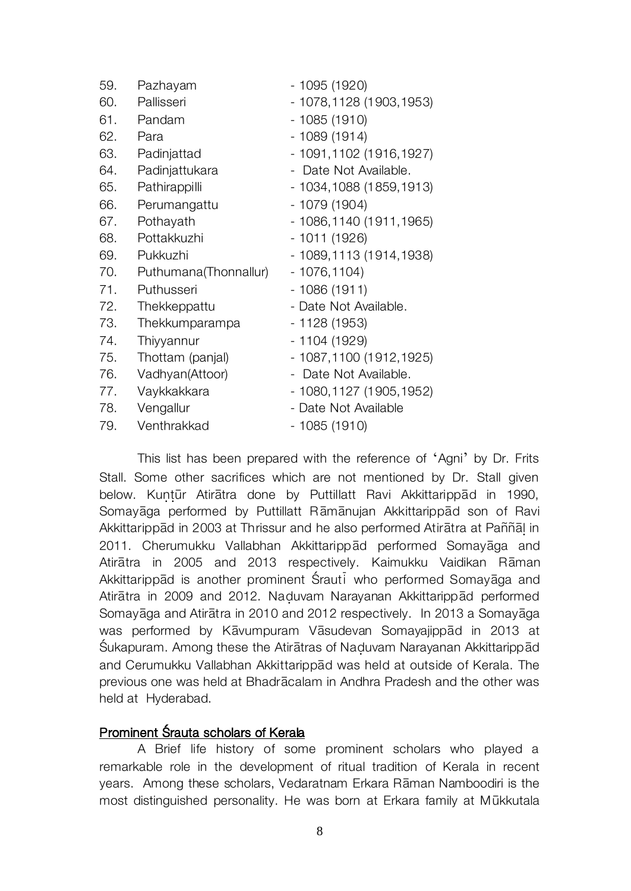59. Pazhayam - 1095 (1920)
60. Pallisseri - 1078,1128 (1903,1953)
61. Pandam - 1085 (1910)
62. Para - 1089 (1914)
63. Padinjattad - 1091,1102 (1916,1927)
64. Padinjattukara - Date Not Available.
65. Pathirappilli - 1034,1088 (1859,1913)
66. Perumangattu - 1079 (1904)
67. Pothayath - 1086,1140 (1911,1965)
68. Pottakkuzhi - 1011 (1926)
69. Pukkuzhi - 1089,1113 (1914,1938)
70. Puthumana(Thonnallur) - 1076,1104)
71. Puthusseri - 1086 (1911)
72. Thekkeppattu - Date Not Available.
73. Thekkumparampa - 1128 (1953)
74. Thiyyannur - 1104 (1929)
75. Thottam (panjal) - 1087,1100 (1912,1925)
76. Vadhyan(Attoor) - Date Not Available.
77. Vaykkakkara - 1080,1127 (1905,1952)
78. Vengallur - Date Not Available
79. Venthrakkad - 1085 (1910)

This list has been prepared with the reference of 'Agni' by Dr. Frits Stall. Some other sacrifices which are not mentioned by Dr. Stall given below. Kuṇṭūr Atirātra done by Puttillatt Ravi Akkittarippād in 1990, Somayāga performed by Puttillatt Rāmānujan Akkittarippād son of Ravi Akkittarippād in 2003 at Thrissur and he also performed Atirātra at Paññāḷ in 2011. Cherumukku Vallabhan Akkittarippād performed Somayāga and Atirātra in 2005 and 2013 respectively. Kaimukku Vaidikan Rāman Akkittarippād is another prominent Śrautī who performed Somayāga and Atirātra in 2009 and 2012. Naḍuvam Narayanan Akkittarippād performed Somayāga and Atirātra in 2010 and 2012 respectively. In 2013 a Somayāga was performed by Kāvumpuram Vāsudevan Somayajippād in 2013 at Śukapuram. Among these the Atirātras of Naḍuvam Narayanan Akkittarippād and Cerumukku Vallabhan Akkittarippād was held at outside of Kerala. The previous one was held at Bhadrācalam in Andhra Pradesh and the other was held at Hyderabad.

## Prominent Śrauta scholars of Kerala

A Brief life history of some prominent scholars who played a remarkable role in the development of ritual tradition of Kerala in recent years. Among these scholars, Vedaratnam Erkara Rāman Namboodiri is the most distinguished personality. He was born at Erkara family at Mūkkutala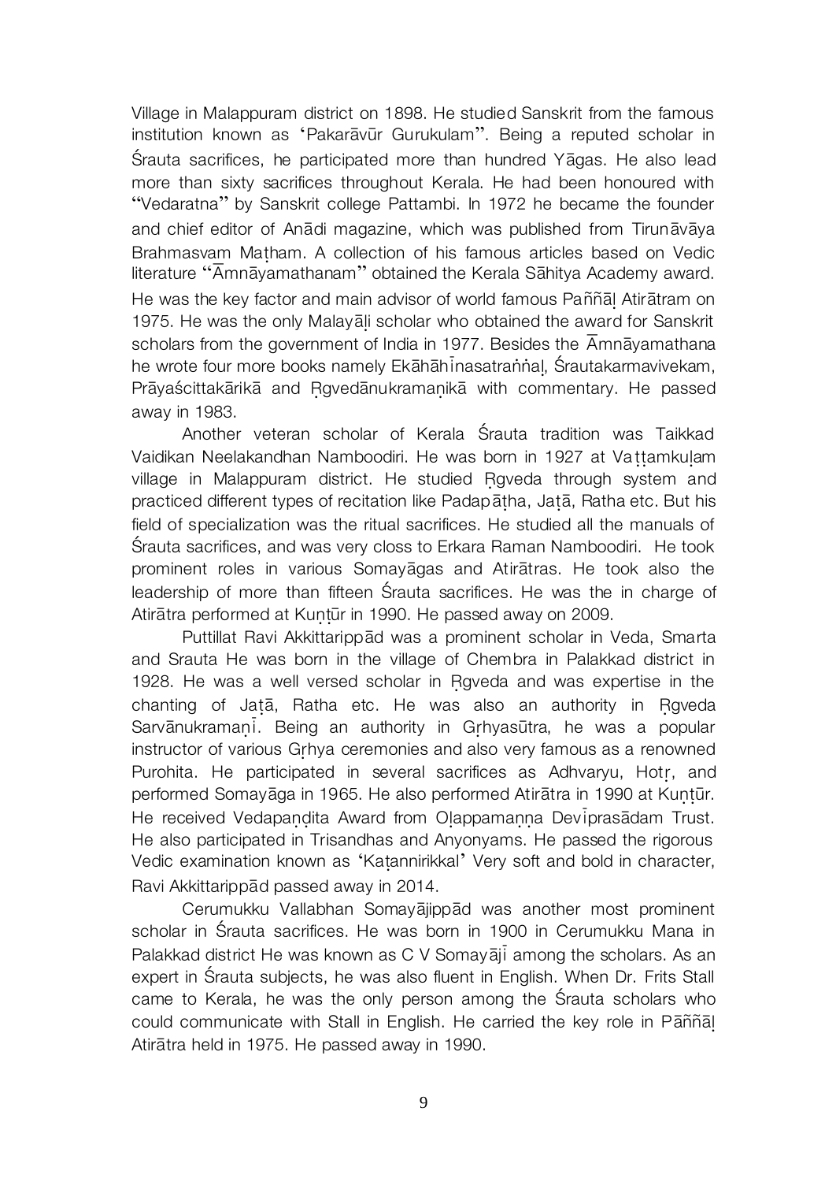Village in Malappuram district on 1898. He studied Sanskrit from the famous institution known as 'Pakarāvūr Gurukulam". Being a reputed scholar in Śrauta sacrifices, he participated more than hundred Yāgas. He also lead more than sixty sacrifices throughout Kerala. He had been honoured with "Vedaratna" by Sanskrit college Pattambi. In 1972 he became the founder and chief editor of Anādi magazine, which was published from Tirunāvāya Brahmasvam Maṭham. A collection of his famous articles based on Vedic literature "Āmnāyamathanam" obtained the Kerala Sāhitya Academy award. He was the key factor and main advisor of world famous Paññāḷ Atirātram on 1975. He was the only Malayāḷi scholar who obtained the award for Sanskrit scholars from the government of India in 1977. Besides the Āmnāyamathana he wrote four more books namely Ekāhāhīnasatraṅṅaḷ, Śrautakarmavivekam, Prāyaścittakārikā and Ṛgvedānukramaṇikā with commentary. He passed away in 1983.

Another veteran scholar of Kerala Śrauta tradition was Taikkad Vaidikan Neelakandhan Namboodiri. He was born in 1927 at Vaṭṭamkuḷam village in Malappuram district. He studied Ṛgveda through system and practiced different types of recitation like Padapāṭha, Jaṭā, Ratha etc. But his field of specialization was the ritual sacrifices. He studied all the manuals of Śrauta sacrifices, and was very closs to Erkara Raman Namboodiri. He took prominent roles in various Somayāgas and Atirātras. He took also the leadership of more than fifteen Śrauta sacrifices. He was the in charge of Atirātra performed at Kuṇṭūr in 1990. He passed away on 2009.

Puttillat Ravi Akkittarippād was a prominent scholar in Veda, Smarta and Srauta He was born in the village of Chembra in Palakkad district in 1928. He was a well versed scholar in Ṛgveda and was expertise in the chanting of Jaṭā, Ratha etc. He was also an authority in Ṛgveda Sarvānukramaṇī. Being an authority in Gṛhyasūtra, he was a popular instructor of various Gṛhya ceremonies and also very famous as a renowned Purohita. He participated in several sacrifices as Adhvaryu, Hotṛ, and performed Somayāga in 1965. He also performed Atirātra in 1990 at Kuṇṭūr. He received Vedapaṇḍita Award from Oḷappamaṇṇa Devīprasādam Trust. He also participated in Trisandhas and Anyonyams. He passed the rigorous Vedic examination known as 'Kaṭannirikkal' Very soft and bold in character, Ravi Akkittarippād passed away in 2014.

Cerumukku Vallabhan Somayājippād was another most prominent scholar in Śrauta sacrifices. He was born in 1900 in Cerumukku Mana in Palakkad district He was known as C V Somayājī among the scholars. As an expert in Śrauta subjects, he was also fluent in English. When Dr. Frits Stall came to Kerala, he was the only person among the Śrauta scholars who could communicate with Stall in English. He carried the key role in Pāññāḷ Atirātra held in 1975. He passed away in 1990.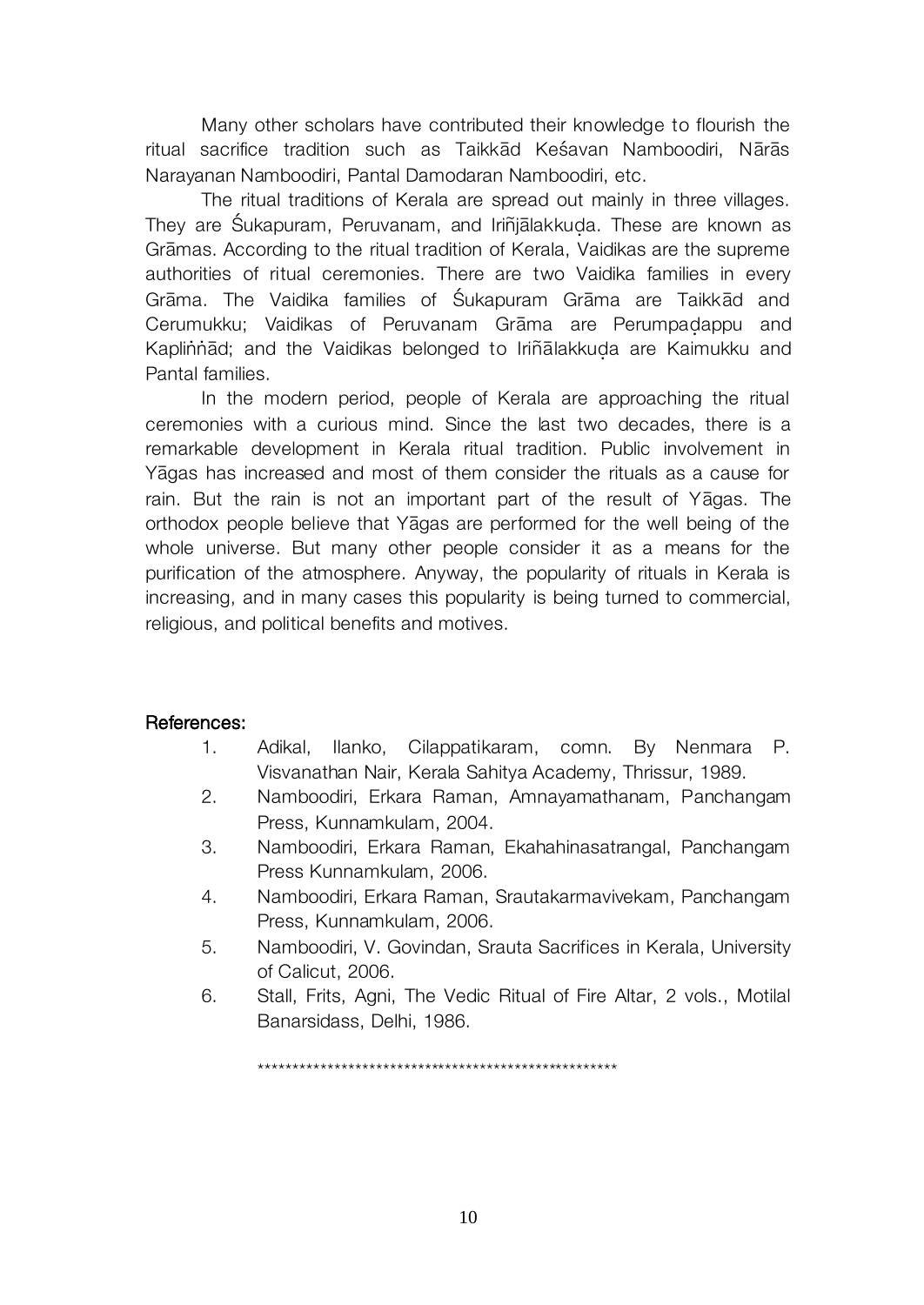Many other scholars have contributed their knowledge to flourish the ritual sacrifice tradition such as Taikkād Keśavan Namboodiri, Nārās Narayanan Namboodiri, Pantal Damodaran Namboodiri, etc.

The ritual traditions of Kerala are spread out mainly in three villages. They are Śukapuram, Peruvanam, and Iriñjālakkuḍa. These are known as Grāmas. According to the ritual tradition of Kerala, Vaidikas are the supreme authorities of ritual ceremonies. There are two Vaidika families in every Grāma. The Vaidika families of Śukapuram Grāma are Taikkād and Cerumukku; Vaidikas of Peruvanam Grāma are Perumpaḍappu and Kapliṅṅād; and the Vaidikas belonged to Iriñālakkuḍa are Kaimukku and Pantal families.

In the modern period, people of Kerala are approaching the ritual ceremonies with a curious mind. Since the last two decades, there is a remarkable development in Kerala ritual tradition. Public involvement in Yāgas has increased and most of them consider the rituals as a cause for rain. But the rain is not an important part of the result of Yāgas. The orthodox people believe that Yāgas are performed for the well being of the whole universe. But many other people consider it as a means for the purification of the atmosphere. Anyway, the popularity of rituals in Kerala is increasing, and in many cases this popularity is being turned to commercial, religious, and political benefits and motives.

**References:**

1. Adikal, Ilanko, Cilappatikaram, comn. By Nenmara P. Visvanathan Nair, Kerala Sahitya Academy, Thrissur, 1989.
2. Namboodiri, Erkara Raman, Amnayamathanam, Panchangam Press, Kunnamkulam, 2004.
3. Namboodiri, Erkara Raman, Ekahahinasatrangal, Panchangam Press Kunnamkulam, 2006.
4. Namboodiri, Erkara Raman, Srautakarmavivekam, Panchangam Press, Kunnamkulam, 2006.
5. Namboodiri, V. Govindan, Srauta Sacrifices in Kerala, University of Calicut, 2006.
6. Stall, Frits, Agni, The Vedic Ritual of Fire Altar, 2 vols., Motilal Banarsidass, Delhi, 1986.

****************************************************